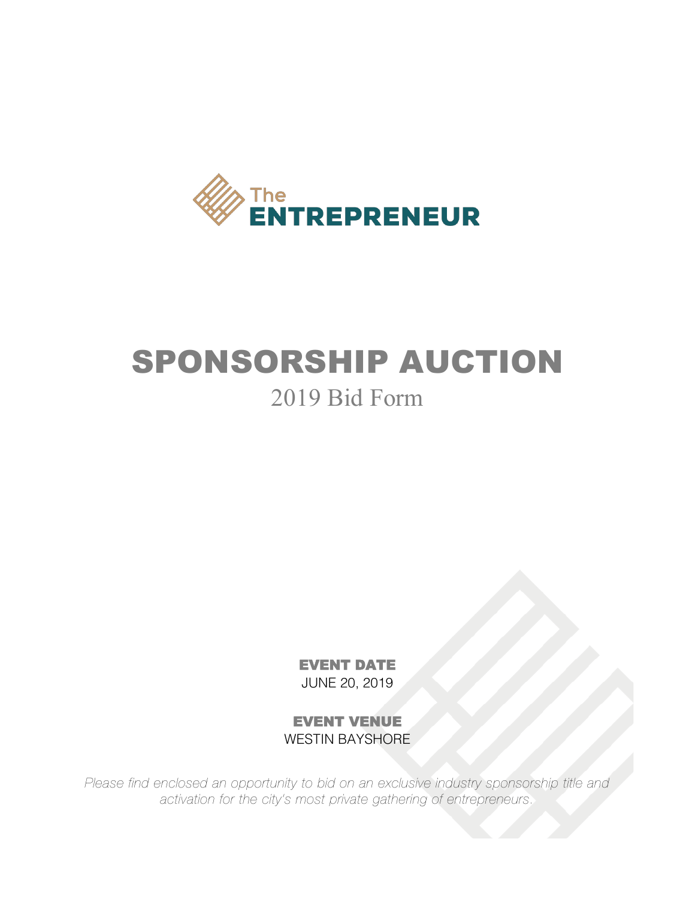The ENTREPRENEUR

# SPONSORSHIP AUCTION

## 2019 Bid Form

**EVENT DATE**
JUNE 20, 2019

**EVENT VENUE**
WESTIN BAYSHORE

*Please find enclosed an opportunity to bid on an exclusive industry sponsorship title and activation for the city's most private gathering of entrepreneurs.*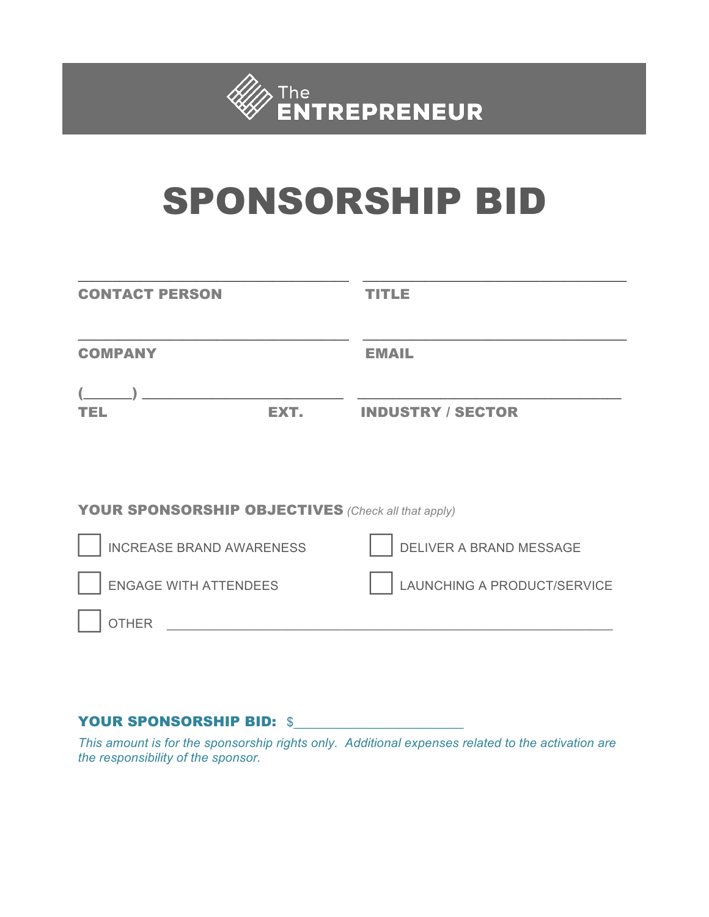The ENTREPRENEUR

# SPONSORSHIP BID

___________________________________ ___________________________________

**CONTACT PERSON** **TITLE**

___________________________________ ___________________________________

**COMPANY** **EMAIL**

(______) ___________________________ ___________________________________

**TEL** **EXT.** **INDUSTRY / SECTOR**

**YOUR SPONSORSHIP OBJECTIVES** *(Check all that apply)*

- [ ] INCREASE BRAND AWARENESS
- [ ] DELIVER A BRAND MESSAGE
- [ ] ENGAGE WITH ATTENDEES
- [ ] LAUNCHING A PRODUCT/SERVICE
- [ ] OTHER ____________________________________________________________

**YOUR SPONSORSHIP BID:** $______________________

*This amount is for the sponsorship rights only. Additional expenses related to the activation are the responsibility of the sponsor.*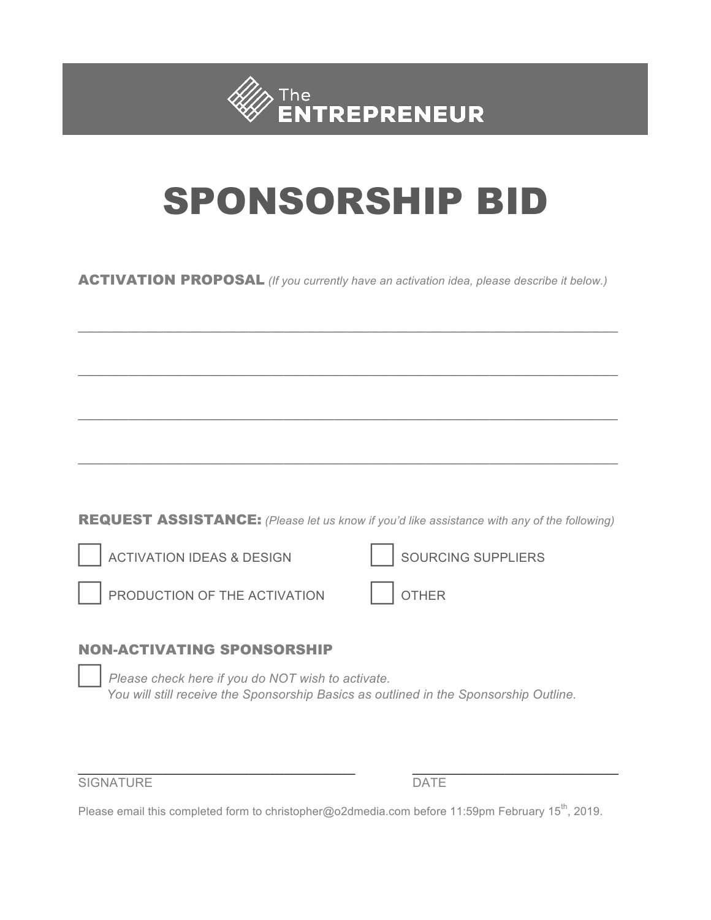The ENTREPRENEUR

# SPONSORSHIP BID

**ACTIVATION PROPOSAL** *(If you currently have an activation idea, please describe it below.)*

____________________________________________________________________________

____________________________________________________________________________

____________________________________________________________________________

____________________________________________________________________________

**REQUEST ASSISTANCE:** *(Please let us know if you'd like assistance with any of the following)*

- [ ] ACTIVATION IDEAS & DESIGN
- [ ] SOURCING SUPPLIERS
- [ ] PRODUCTION OF THE ACTIVATION
- [ ] OTHER

**NON-ACTIVATING SPONSORSHIP**

- [ ] *Please check here if you do NOT wish to activate.*
  *You will still receive the Sponsorship Basics as outlined in the Sponsorship Outline.*

______________________________ ______________________________

SIGNATURE DATE

Please email this completed form to christopher@o2dmedia.com before 11:59pm February 15th, 2019.